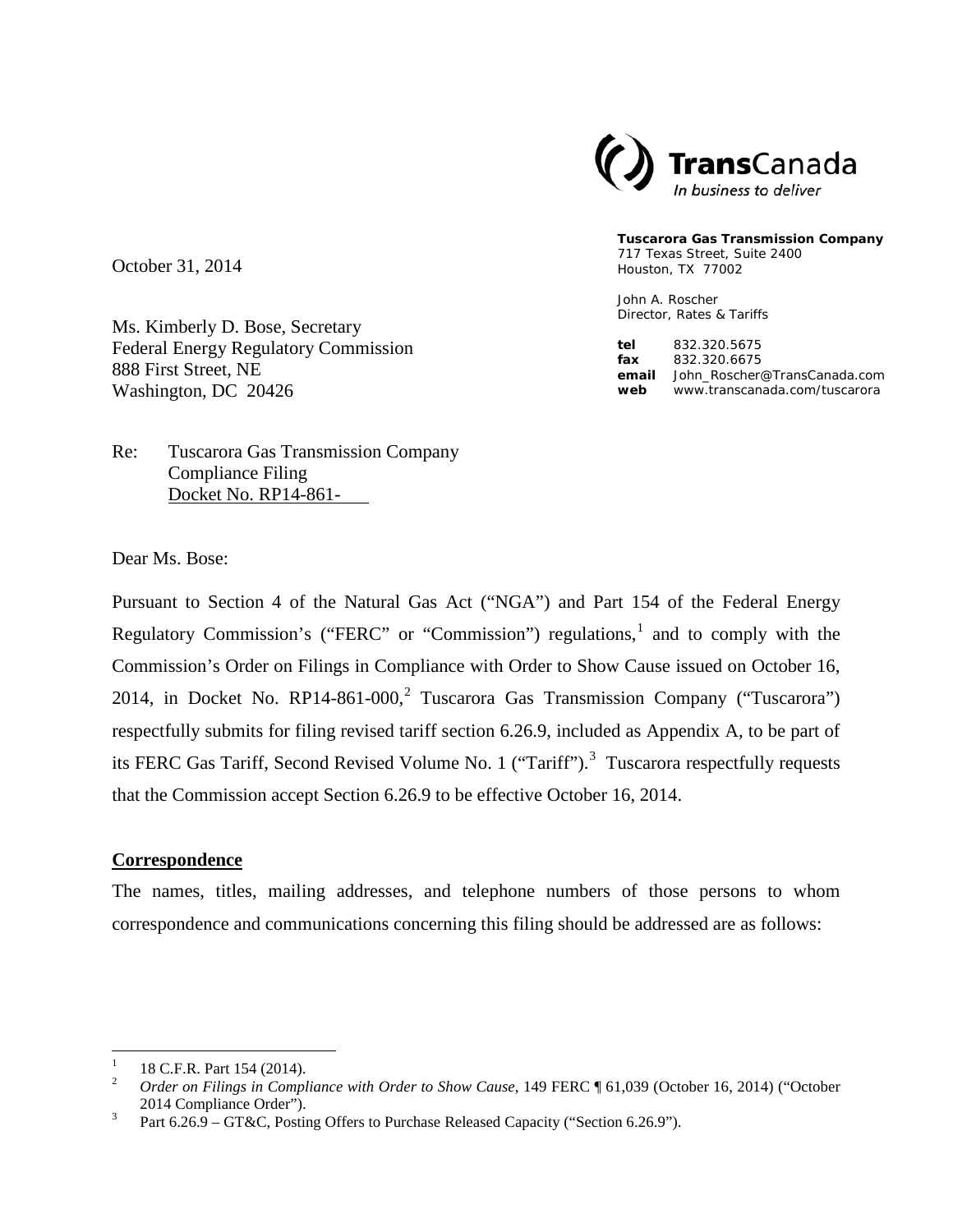TransCanada
*In business to deliver*

**Tuscarora Gas Transmission Company**
717 Texas Street, Suite 2400
Houston, TX 77002

John A. Roscher
Director, Rates & Tariffs

**tel** 832.320.5675
**fax** 832.320.6675
**email** John_Roscher@TransCanada.com
**web** www.transcanada.com/tuscarora

October 31, 2014

Ms. Kimberly D. Bose, Secretary
Federal Energy Regulatory Commission
888 First Street, NE
Washington, DC 20426

Re: Tuscarora Gas Transmission Company
Compliance Filing
Docket No. RP14-861-

Dear Ms. Bose:

Pursuant to Section 4 of the Natural Gas Act ("NGA") and Part 154 of the Federal Energy Regulatory Commission's ("FERC" or "Commission") regulations,[1] and to comply with the Commission's Order on Filings in Compliance with Order to Show Cause issued on October 16, 2014, in Docket No. RP14-861-000,[2] Tuscarora Gas Transmission Company ("Tuscarora") respectfully submits for filing revised tariff section 6.26.9, included as Appendix A, to be part of its FERC Gas Tariff, Second Revised Volume No. 1 ("Tariff").[3] Tuscarora respectfully requests that the Commission accept Section 6.26.9 to be effective October 16, 2014.

**Correspondence**

The names, titles, mailing addresses, and telephone numbers of those persons to whom correspondence and communications concerning this filing should be addressed are as follows:

---

[1] 18 C.F.R. Part 154 (2014).

[2] *Order on Filings in Compliance with Order to Show Cause*, 149 FERC ¶ 61,039 (October 16, 2014) ("October 2014 Compliance Order").

[3] Part 6.26.9 – GT&C, Posting Offers to Purchase Released Capacity ("Section 6.26.9").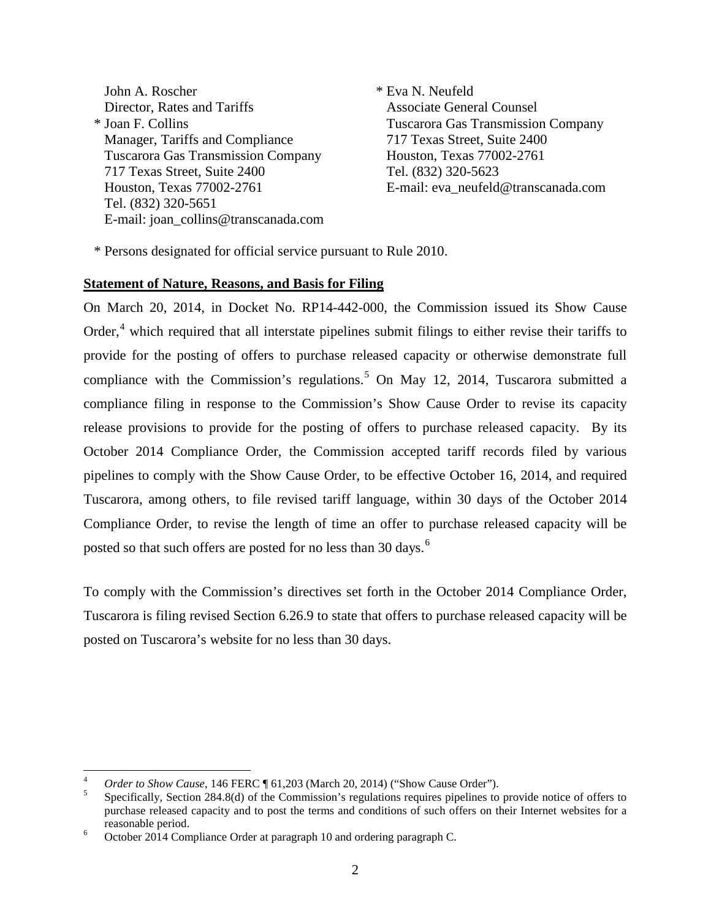John A. Roscher
Director, Rates and Tariffs
* Joan F. Collins
Manager, Tariffs and Compliance
Tuscarora Gas Transmission Company
717 Texas Street, Suite 2400
Houston, Texas 77002-2761
Tel. (832) 320-5651
E-mail: joan_collins@transcanada.com

* Eva N. Neufeld
Associate General Counsel
Tuscarora Gas Transmission Company
717 Texas Street, Suite 2400
Houston, Texas 77002-2761
Tel. (832) 320-5623
E-mail: eva_neufeld@transcanada.com

* Persons designated for official service pursuant to Rule 2010.

**Statement of Nature, Reasons, and Basis for Filing**

On March 20, 2014, in Docket No. RP14-442-000, the Commission issued its Show Cause Order,[4] which required that all interstate pipelines submit filings to either revise their tariffs to provide for the posting of offers to purchase released capacity or otherwise demonstrate full compliance with the Commission's regulations.[5] On May 12, 2014, Tuscarora submitted a compliance filing in response to the Commission's Show Cause Order to revise its capacity release provisions to provide for the posting of offers to purchase released capacity. By its October 2014 Compliance Order, the Commission accepted tariff records filed by various pipelines to comply with the Show Cause Order, to be effective October 16, 2014, and required Tuscarora, among others, to file revised tariff language, within 30 days of the October 2014 Compliance Order, to revise the length of time an offer to purchase released capacity will be posted so that such offers are posted for no less than 30 days.[6]

To comply with the Commission's directives set forth in the October 2014 Compliance Order, Tuscarora is filing revised Section 6.26.9 to state that offers to purchase released capacity will be posted on Tuscarora's website for no less than 30 days.

---

[4] *Order to Show Cause*, 146 FERC ¶ 61,203 (March 20, 2014) ("Show Cause Order").

[5] Specifically, Section 284.8(d) of the Commission's regulations requires pipelines to provide notice of offers to purchase released capacity and to post the terms and conditions of such offers on their Internet websites for a reasonable period.

[6] October 2014 Compliance Order at paragraph 10 and ordering paragraph C.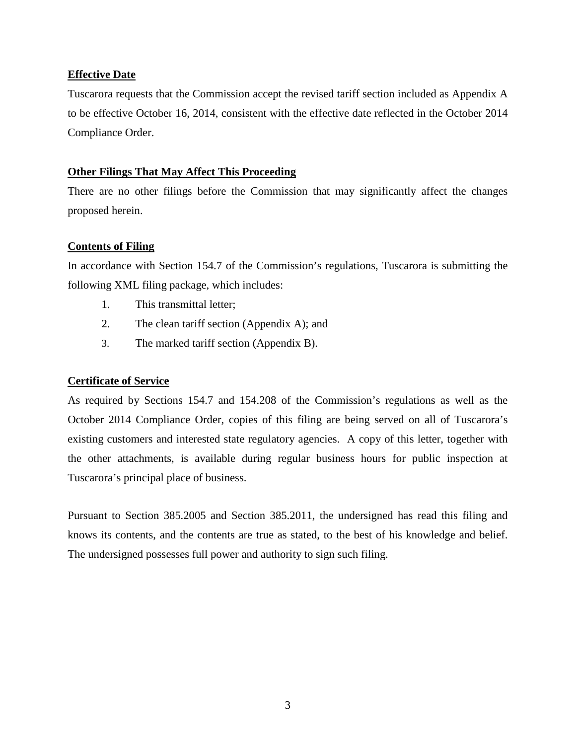**Effective Date**

Tuscarora requests that the Commission accept the revised tariff section included as Appendix A to be effective October 16, 2014, consistent with the effective date reflected in the October 2014 Compliance Order.

**Other Filings That May Affect This Proceeding**

There are no other filings before the Commission that may significantly affect the changes proposed herein.

**Contents of Filing**

In accordance with Section 154.7 of the Commission's regulations, Tuscarora is submitting the following XML filing package, which includes:

1. This transmittal letter;
2. The clean tariff section (Appendix A); and
3. The marked tariff section (Appendix B).

**Certificate of Service**

As required by Sections 154.7 and 154.208 of the Commission's regulations as well as the October 2014 Compliance Order, copies of this filing are being served on all of Tuscarora's existing customers and interested state regulatory agencies. A copy of this letter, together with the other attachments, is available during regular business hours for public inspection at Tuscarora's principal place of business.

Pursuant to Section 385.2005 and Section 385.2011, the undersigned has read this filing and knows its contents, and the contents are true as stated, to the best of his knowledge and belief. The undersigned possesses full power and authority to sign such filing.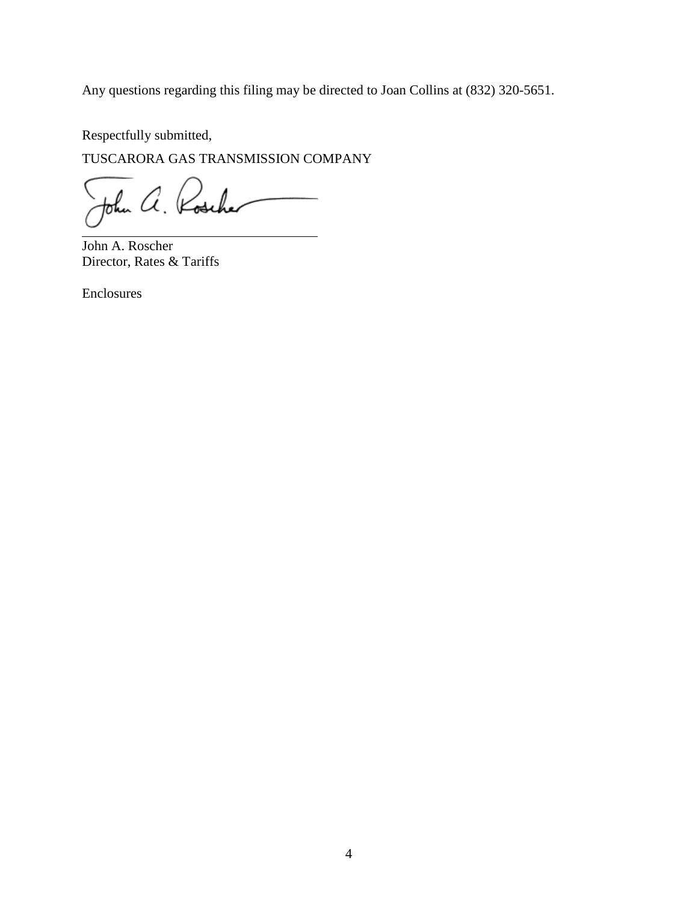Any questions regarding this filing may be directed to Joan Collins at (832) 320-5651.

Respectfully submitted,

TUSCARORA GAS TRANSMISSION COMPANY

John A. Roscher
Director, Rates & Tariffs

Enclosures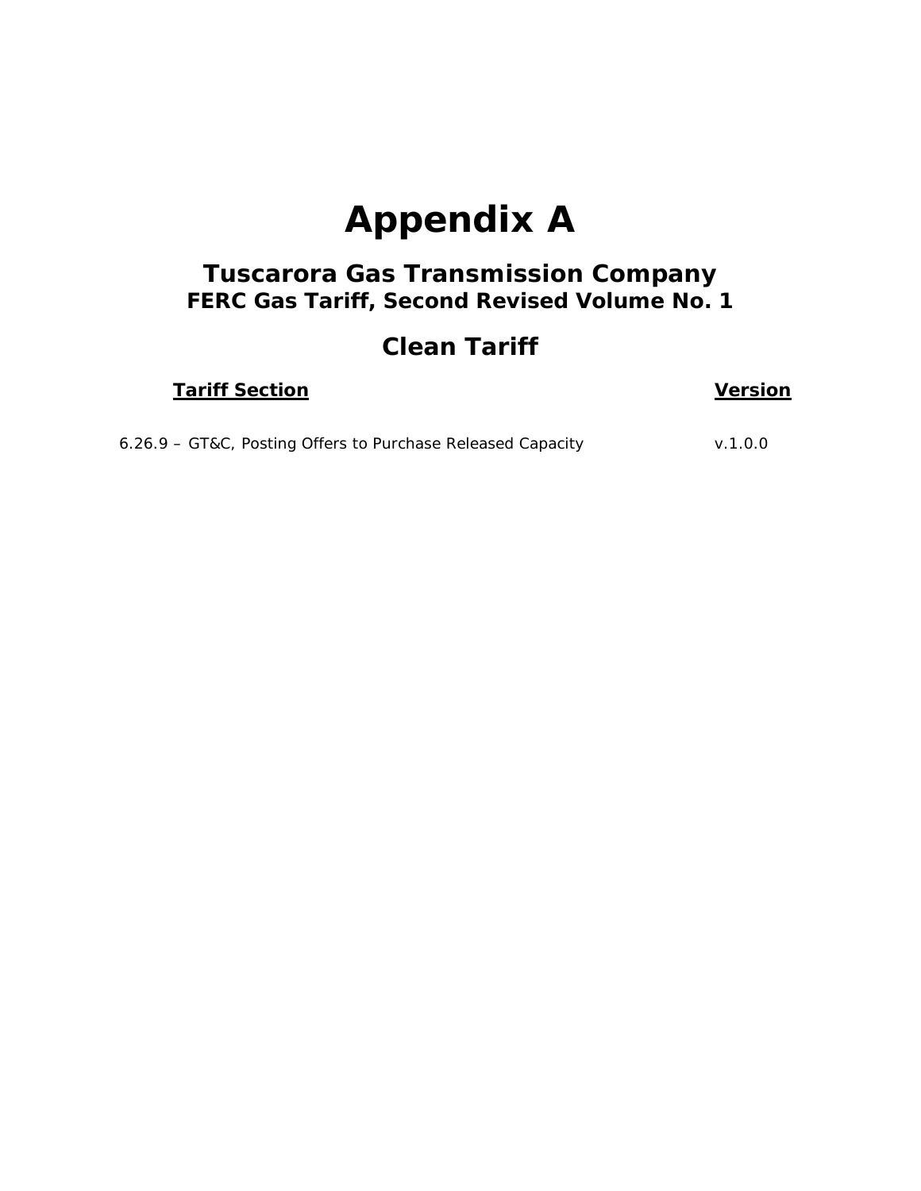# Appendix A

## Tuscarora Gas Transmission Company

### FERC Gas Tariff, Second Revised Volume No. 1

## Clean Tariff

| Tariff Section | Version |
|---|---|
| 6.26.9 – GT&C, Posting Offers to Purchase Released Capacity | v.1.0.0 |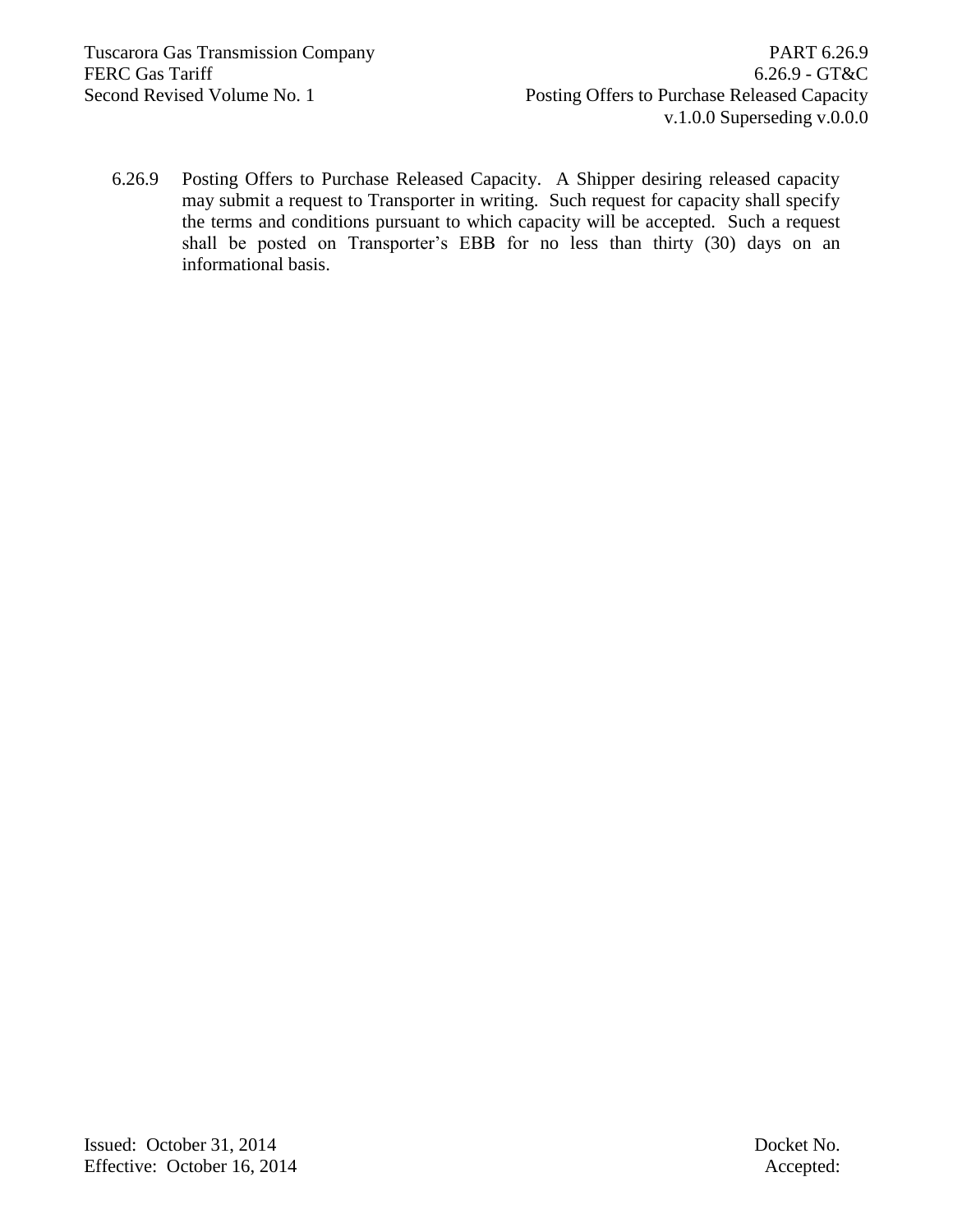6.26.9 Posting Offers to Purchase Released Capacity. A Shipper desiring released capacity may submit a request to Transporter in writing. Such request for capacity shall specify the terms and conditions pursuant to which capacity will be accepted. Such a request shall be posted on Transporter's EBB for no less than thirty (30) days on an informational basis.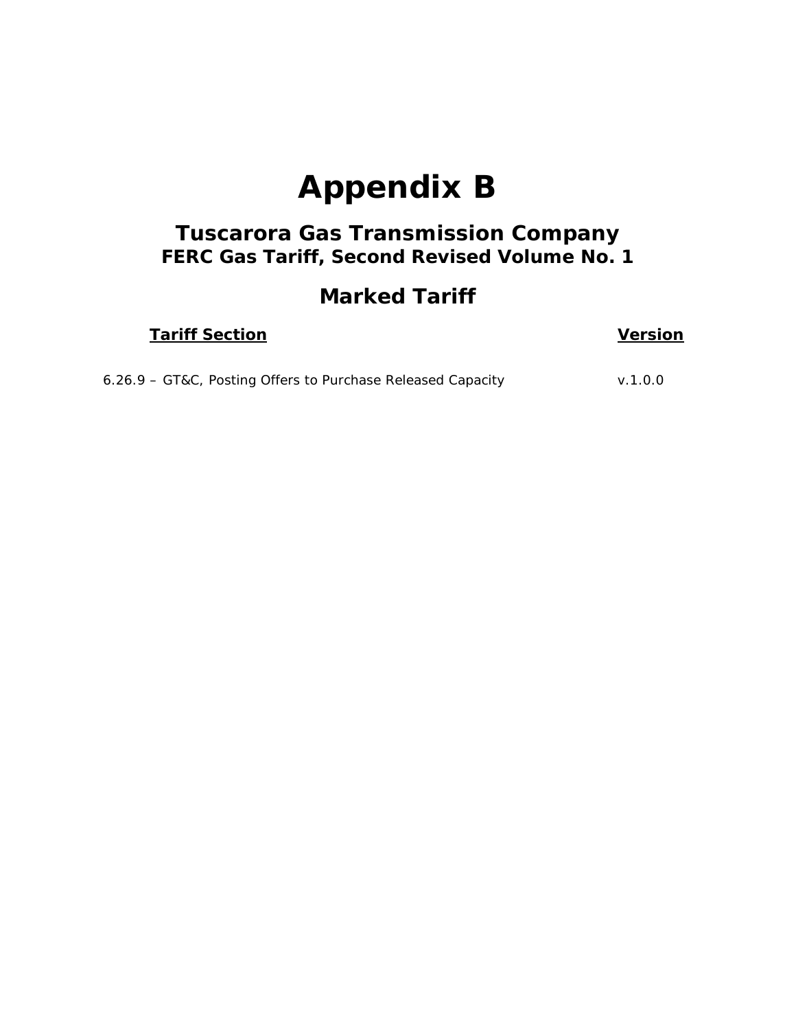# Appendix B

## Tuscarora Gas Transmission Company

### FERC Gas Tariff, Second Revised Volume No. 1

## Marked Tariff

| Tariff Section | Version |
|---|---|
| 6.26.9 – GT&C, Posting Offers to Purchase Released Capacity | v.1.0.0 |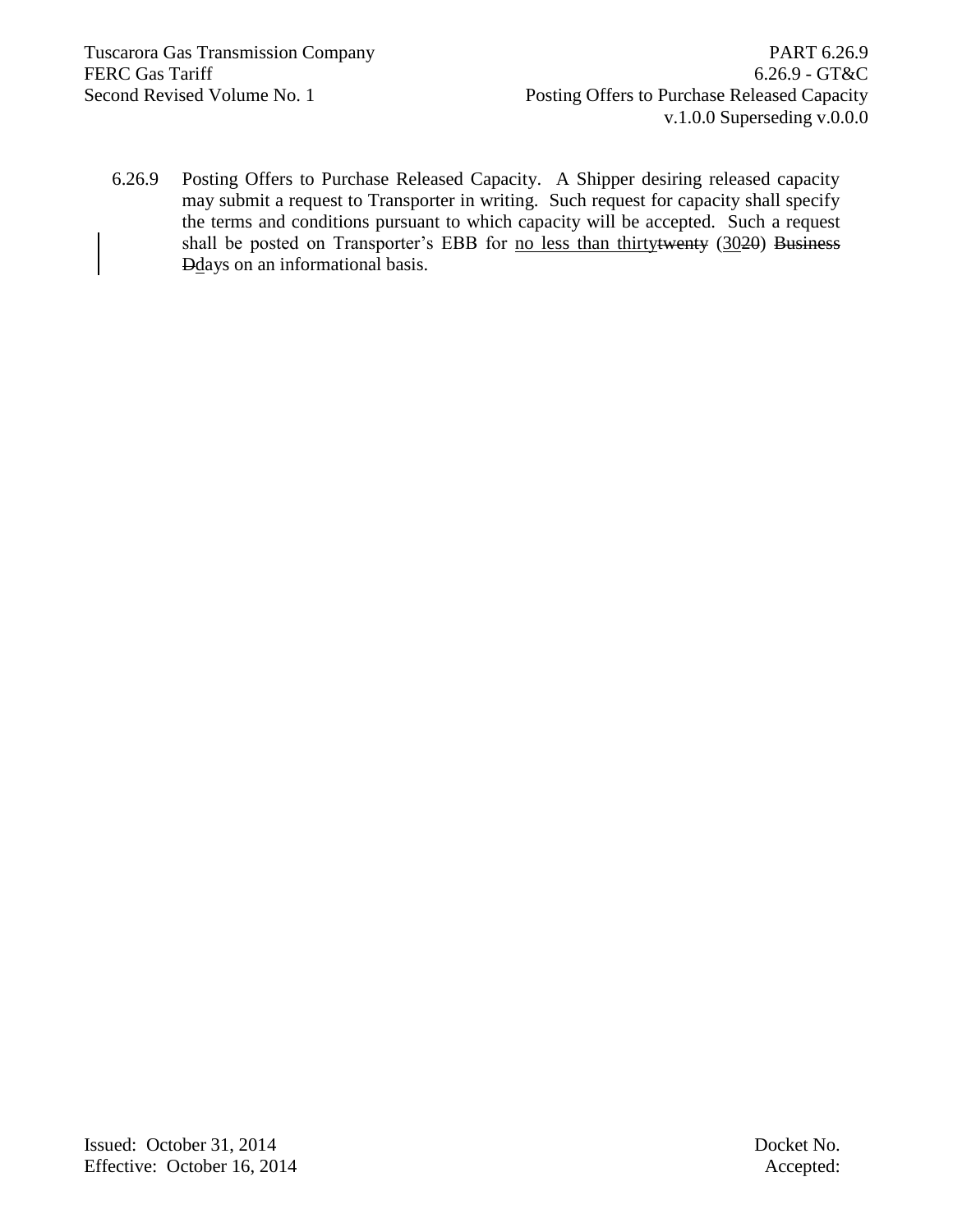6.26.9 Posting Offers to Purchase Released Capacity. A Shipper desiring released capacity may submit a request to Transporter in writing. Such request for capacity shall specify the terms and conditions pursuant to which capacity will be accepted. Such a request shall be posted on Transporter's EBB for <u>no less than thirty</u>~~twenty~~ (<u>30</u>~~20~~) ~~Business~~ ~~D~~<u>d</u>ays on an informational basis.

Issued: October 31, 2014
Effective: October 16, 2014

Docket No.
Accepted: